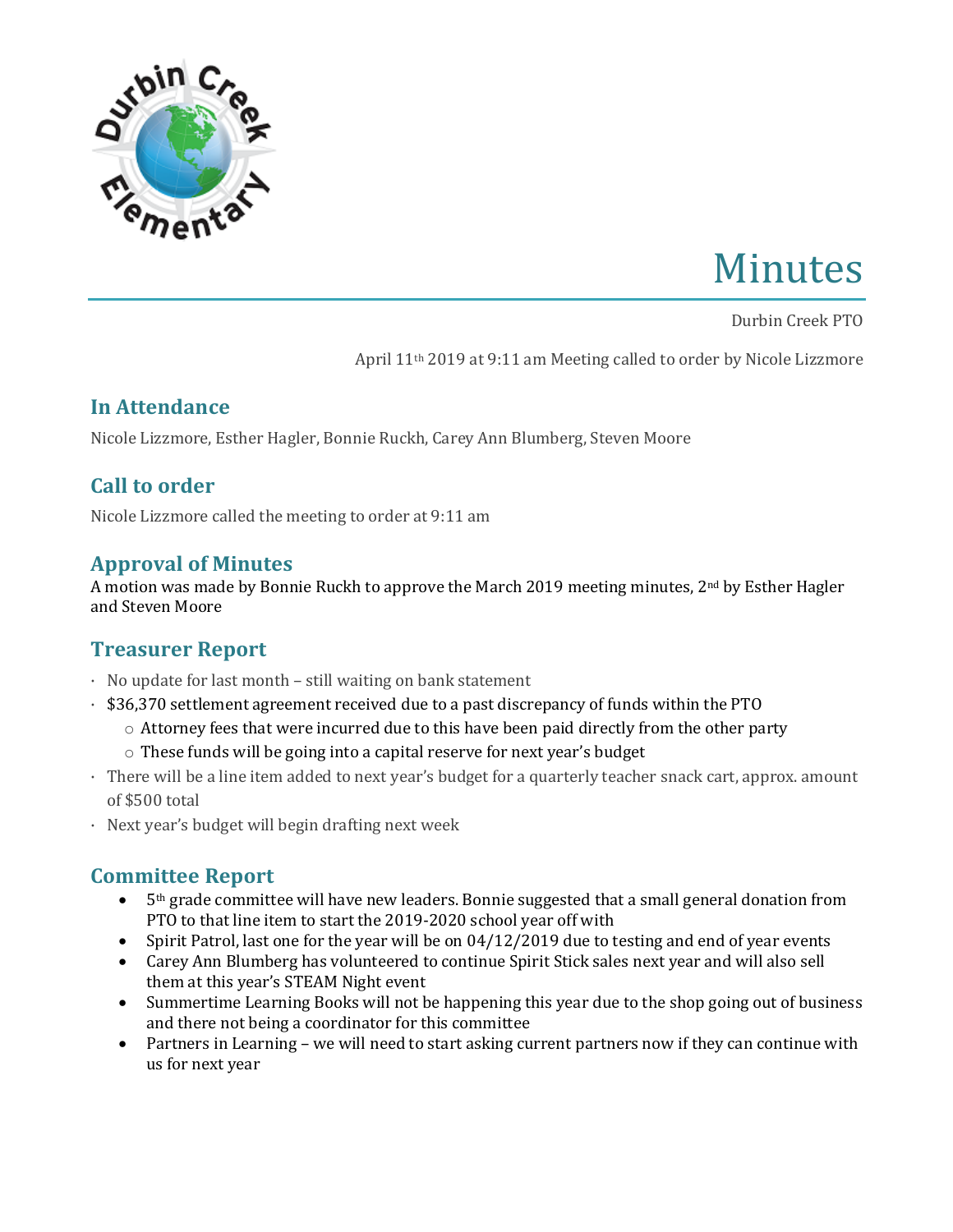# Minutes

Durbin Creek PTO

April 11th 2019 at 9:11 am Meeting called to order by Nicole Lizzmore

## In Attendance

Nicole Lizzmore, Esther Hagler, Bonnie Ruckh, Carey Ann Blumberg, Steven Moore

## Call to order

Nicole Lizzmore called the meeting to order at 9:11 am

## Approval of Minutes

A motion was made by Bonnie Ruckh to approve the March 2019 meeting minutes, 2nd by Esther Hagler and Steven Moore

## Treasurer Report

- No update for last month – still waiting on bank statement
- $36,370 settlement agreement received due to a past discrepancy of funds within the PTO
  - Attorney fees that were incurred due to this have been paid directly from the other party
  - These funds will be going into a capital reserve for next year's budget
- There will be a line item added to next year's budget for a quarterly teacher snack cart, approx. amount of $500 total
- Next year's budget will begin drafting next week

## Committee Report

- 5th grade committee will have new leaders. Bonnie suggested that a small general donation from PTO to that line item to start the 2019-2020 school year off with
- Spirit Patrol, last one for the year will be on 04/12/2019 due to testing and end of year events
- Carey Ann Blumberg has volunteered to continue Spirit Stick sales next year and will also sell them at this year's STEAM Night event
- Summertime Learning Books will not be happening this year due to the shop going out of business and there not being a coordinator for this committee
- Partners in Learning – we will need to start asking current partners now if they can continue with us for next year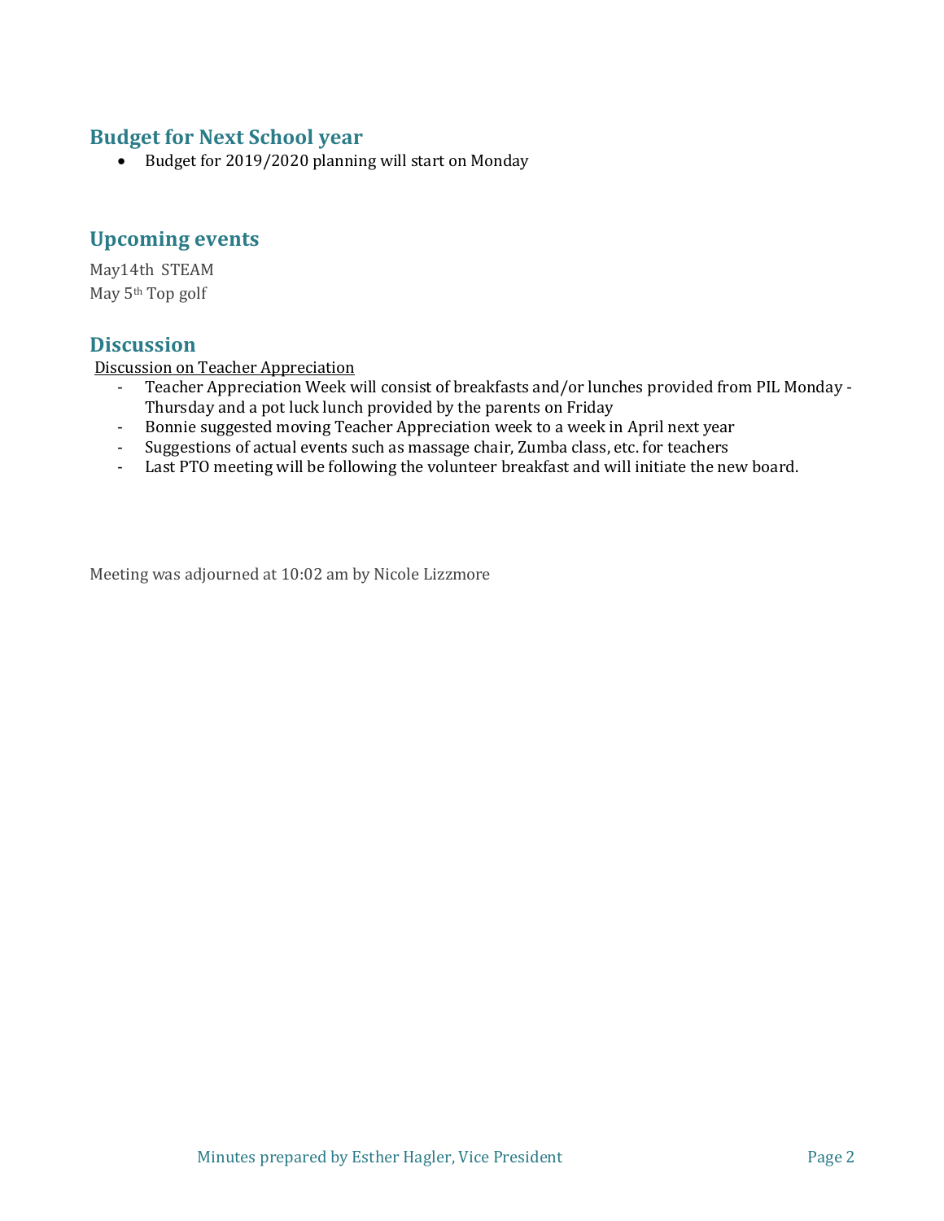## Budget for Next School year

- Budget for 2019/2020 planning will start on Monday

## Upcoming events

May14th STEAM
May 5th Top golf

## Discussion

Discussion on Teacher Appreciation

- Teacher Appreciation Week will consist of breakfasts and/or lunches provided from PIL Monday - Thursday and a pot luck lunch provided by the parents on Friday
- Bonnie suggested moving Teacher Appreciation week to a week in April next year
- Suggestions of actual events such as massage chair, Zumba class, etc. for teachers
- Last PTO meeting will be following the volunteer breakfast and will initiate the new board.

Meeting was adjourned at 10:02 am by Nicole Lizzmore

Minutes prepared by Esther Hagler, Vice President